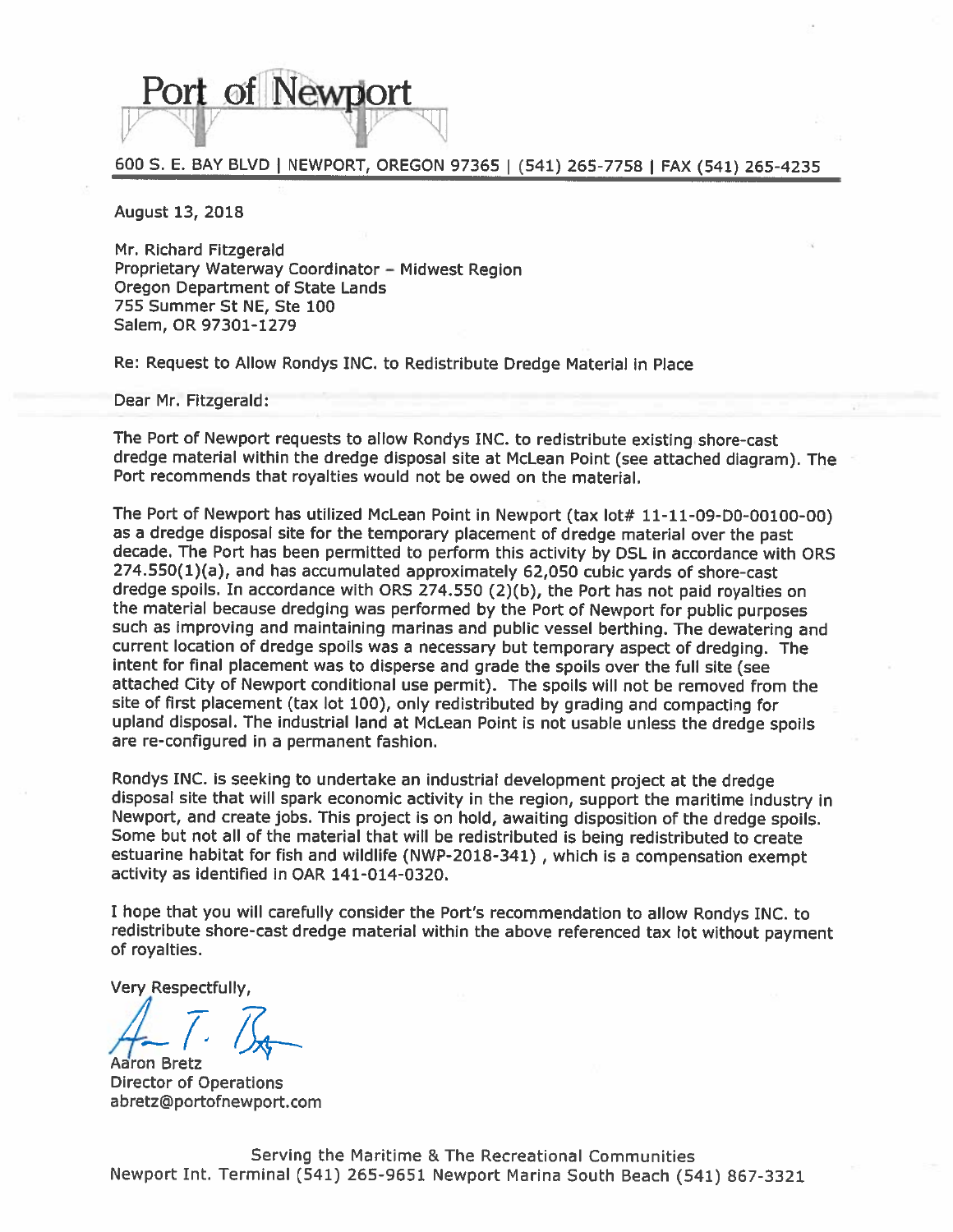# Port of Newport

600 S. E. BAY BLVD | NEWPORT, OREGON 97365 | (541) 265-7758 | FAX (541) 265-4235

August 13, 2018

Mr. Richard Fitzgerald
Proprietary Waterway Coordinator – Midwest Region
Oregon Department of State Lands
755 Summer St NE, Ste 100
Salem, OR 97301-1279

Re: Request to Allow Rondys INC. to Redistribute Dredge Material in Place

Dear Mr. Fitzgerald:

The Port of Newport requests to allow Rondys INC. to redistribute existing shore-cast dredge material within the dredge disposal site at McLean Point (see attached diagram). The Port recommends that royalties would not be owed on the material.

The Port of Newport has utilized McLean Point in Newport (tax lot# 11-11-09-D0-00100-00) as a dredge disposal site for the temporary placement of dredge material over the past decade. The Port has been permitted to perform this activity by DSL in accordance with ORS 274.550(1)(a), and has accumulated approximately 62,050 cubic yards of shore-cast dredge spoils. In accordance with ORS 274.550 (2)(b), the Port has not paid royalties on the material because dredging was performed by the Port of Newport for public purposes such as improving and maintaining marinas and public vessel berthing. The dewatering and current location of dredge spoils was a necessary but temporary aspect of dredging. The intent for final placement was to disperse and grade the spoils over the full site (see attached City of Newport conditional use permit). The spoils will not be removed from the site of first placement (tax lot 100), only redistributed by grading and compacting for upland disposal. The industrial land at McLean Point is not usable unless the dredge spoils are re-configured in a permanent fashion.

Rondys INC. is seeking to undertake an industrial development project at the dredge disposal site that will spark economic activity in the region, support the maritime industry in Newport, and create jobs. This project is on hold, awaiting disposition of the dredge spoils. Some but not all of the material that will be redistributed is being redistributed to create estuarine habitat for fish and wildlife (NWP-2018-341) , which is a compensation exempt activity as identified in OAR 141-014-0320.

I hope that you will carefully consider the Port's recommendation to allow Rondys INC. to redistribute shore-cast dredge material within the above referenced tax lot without payment of royalties.

Very Respectfully,

Aaron Bretz
Director of Operations
abretz@portofnewport.com

Serving the Maritime & The Recreational Communities
Newport Int. Terminal (541) 265-9651 Newport Marina South Beach (541) 867-3321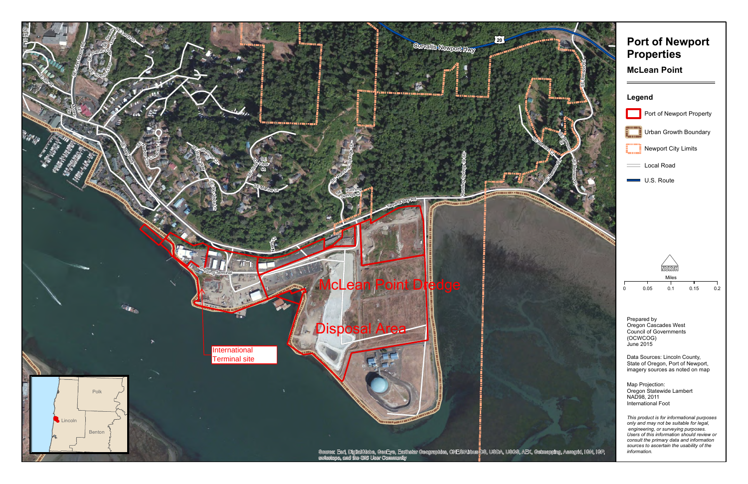# Port of Newport Properties

## McLean Point

### Legend

- Port of Newport Property
- Urban Growth Boundary
- Newport City Limits
- Local Road
- U.S. Route

NORTH

Miles

0 0.05 0.1 0.15 0.2

McLean Point Dredge

Disposal Area

International Terminal site

Shipping Terminal

Yaquina Bay Rd

Corvallis Newport Hwy

20

Polk

Lincoln

Benton

Prepared by
Oregon Cascades West
Council of Governments
(OCWCOG)
June 2015

Data Sources: Lincoln County,
State of Oregon, Port of Newport,
imagery sources as noted on map

Map Projection:
Oregon Statewide Lambert
NAD98, 2011
International Foot

*This product is for informational purposes only and may not be suitable for legal, engineering, or surveying purposes. Users of this information should review or consult the primary data and information sources to ascertain the usability of the information.*

Source: Esri, DigitalGlobe, GeoEye, Earthstar Geographics, CNES/Airbus DS, USDA, USGS, AEX, Getmapping, Aerogrid, IGN, IGP, swisstopo, and the GIS User Community